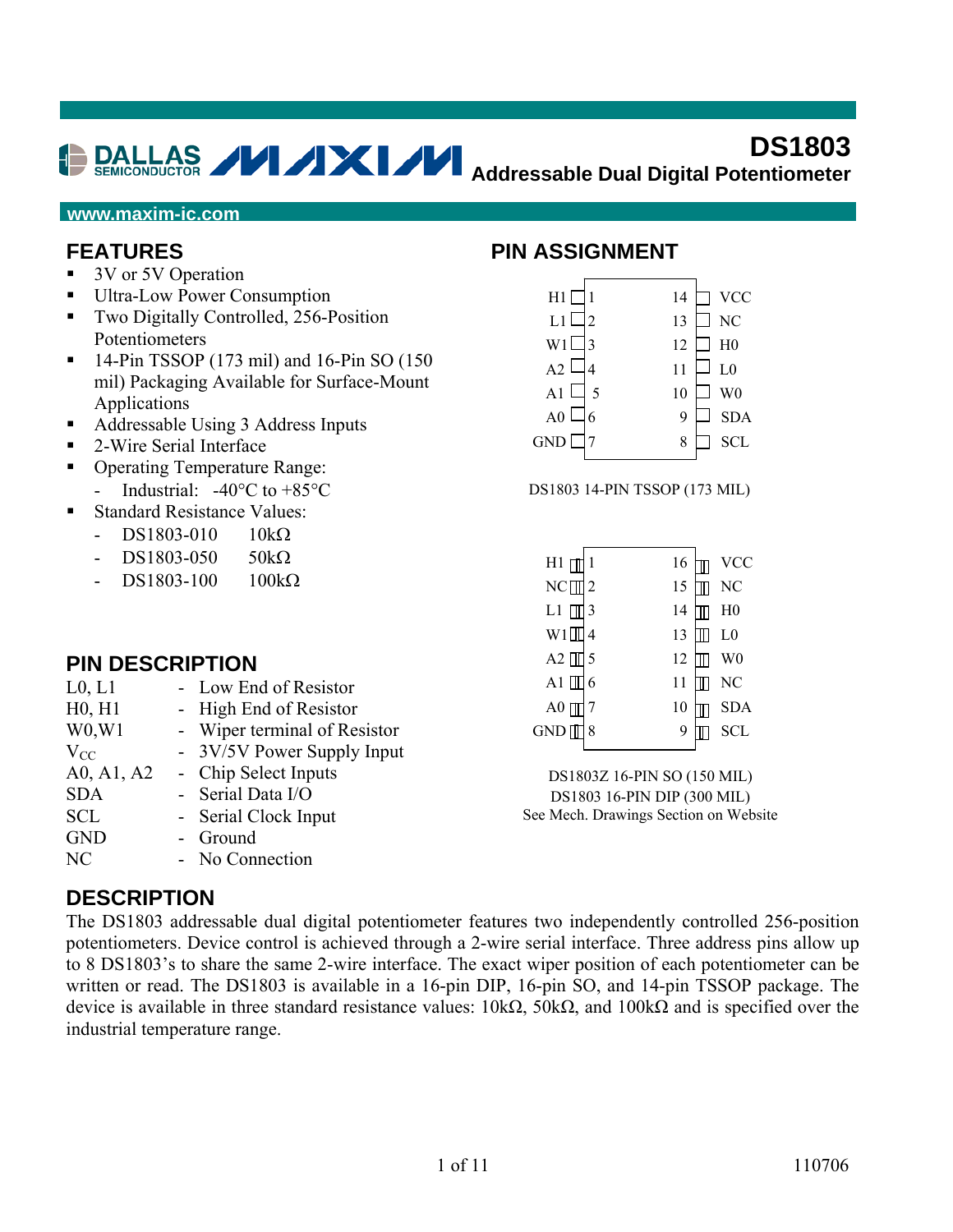# DS1803
## Addressable Dual Digital Potentiometer

www.maxim-ic.com

## FEATURES

- 3V or 5V Operation
- Ultra-Low Power Consumption
- Two Digitally Controlled, 256-Position Potentiometers
- 14-Pin TSSOP (173 mil) and 16-Pin SO (150 mil) Packaging Available for Surface-Mount Applications
- Addressable Using 3 Address Inputs
- 2-Wire Serial Interface
- Operating Temperature Range:
  - Industrial: -40°C to +85°C
- Standard Resistance Values:
  - DS1803-010 10kΩ
  - DS1803-050 50kΩ
  - DS1803-100 100kΩ

## PIN ASSIGNMENT

| Pin | Name | Pin | Name |
|---|---|---|---|
| 1 | H1 | 14 | VCC |
| 2 | L1 | 13 | NC |
| 3 | W1 | 12 | H0 |
| 4 | A2 | 11 | L0 |
| 5 | A1 | 10 | W0 |
| 6 | A0 | 9 | SDA |
| 7 | GND | 8 | SCL |

DS1803 14-PIN TSSOP (173 MIL)

| Pin | Name | Pin | Name |
|---|---|---|---|
| 1 | H1 | 16 | VCC |
| 2 | NC | 15 | NC |
| 3 | L1 | 14 | H0 |
| 4 | W1 | 13 | L0 |
| 5 | A2 | 12 | W0 |
| 6 | A1 | 11 | NC |
| 7 | A0 | 10 | SDA |
| 8 | GND | 9 | SCL |

DS1803Z 16-PIN SO (150 MIL)
DS1803 16-PIN DIP (300 MIL)
See Mech. Drawings Section on Website

## PIN DESCRIPTION

| | | |
|---|---|---|
| L0, L1 | - | Low End of Resistor |
| H0, H1 | - | High End of Resistor |
| W0,W1 | - | Wiper terminal of Resistor |
| $V_{CC}$ | - | 3V/5V Power Supply Input |
| A0, A1, A2 | - | Chip Select Inputs |
| SDA | - | Serial Data I/O |
| SCL | - | Serial Clock Input |
| GND | - | Ground |
| NC | - | No Connection |

## DESCRIPTION

The DS1803 addressable dual digital potentiometer features two independently controlled 256-position potentiometers. Device control is achieved through a 2-wire serial interface. Three address pins allow up to 8 DS1803's to share the same 2-wire interface. The exact wiper position of each potentiometer can be written or read. The DS1803 is available in a 16-pin DIP, 16-pin SO, and 14-pin TSSOP package. The device is available in three standard resistance values: 10kΩ, 50kΩ, and 100kΩ and is specified over the industrial temperature range.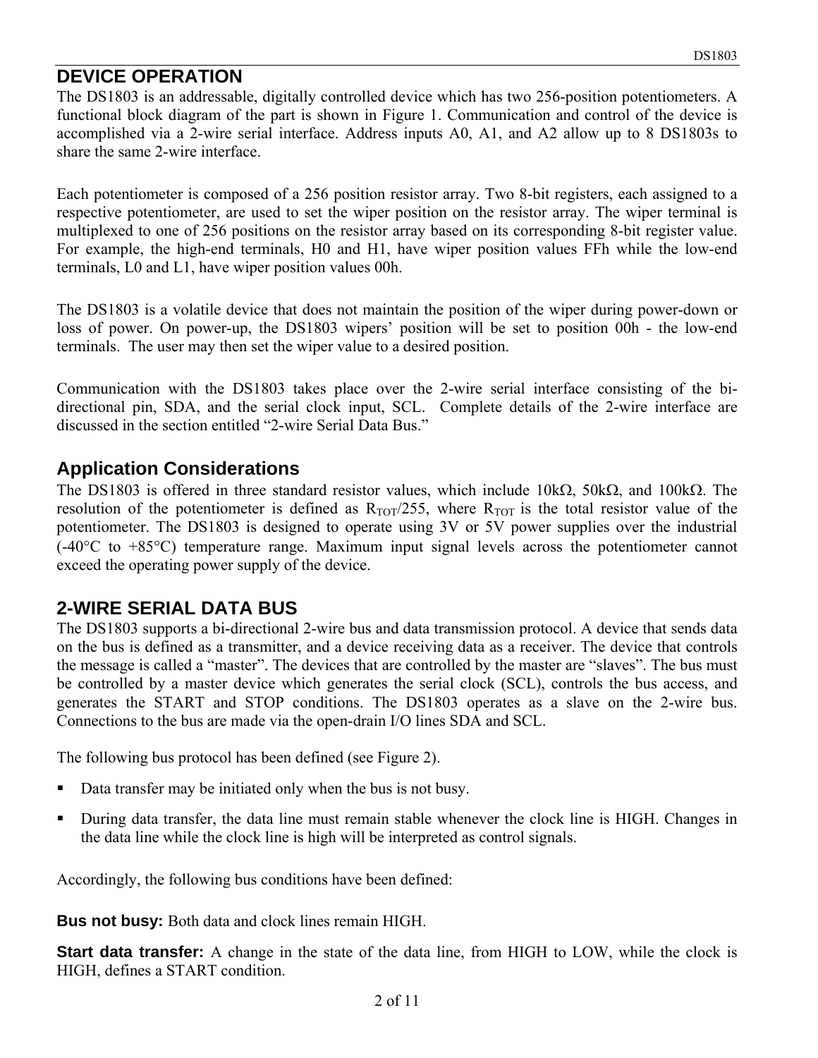## DEVICE OPERATION

The DS1803 is an addressable, digitally controlled device which has two 256-position potentiometers. A functional block diagram of the part is shown in Figure 1. Communication and control of the device is accomplished via a 2-wire serial interface. Address inputs A0, A1, and A2 allow up to 8 DS1803s to share the same 2-wire interface.

Each potentiometer is composed of a 256 position resistor array. Two 8-bit registers, each assigned to a respective potentiometer, are used to set the wiper position on the resistor array. The wiper terminal is multiplexed to one of 256 positions on the resistor array based on its corresponding 8-bit register value. For example, the high-end terminals, H0 and H1, have wiper position values FFh while the low-end terminals, L0 and L1, have wiper position values 00h.

The DS1803 is a volatile device that does not maintain the position of the wiper during power-down or loss of power. On power-up, the DS1803 wipers' position will be set to position 00h - the low-end terminals. The user may then set the wiper value to a desired position.

Communication with the DS1803 takes place over the 2-wire serial interface consisting of the bi-directional pin, SDA, and the serial clock input, SCL. Complete details of the 2-wire interface are discussed in the section entitled "2-wire Serial Data Bus."

### Application Considerations

The DS1803 is offered in three standard resistor values, which include 10kΩ, 50kΩ, and 100kΩ. The resolution of the potentiometer is defined as $R_{TOT}/255$, where $R_{TOT}$ is the total resistor value of the potentiometer. The DS1803 is designed to operate using 3V or 5V power supplies over the industrial (-40°C to +85°C) temperature range. Maximum input signal levels across the potentiometer cannot exceed the operating power supply of the device.

## 2-WIRE SERIAL DATA BUS

The DS1803 supports a bi-directional 2-wire bus and data transmission protocol. A device that sends data on the bus is defined as a transmitter, and a device receiving data as a receiver. The device that controls the message is called a "master". The devices that are controlled by the master are "slaves". The bus must be controlled by a master device which generates the serial clock (SCL), controls the bus access, and generates the START and STOP conditions. The DS1803 operates as a slave on the 2-wire bus. Connections to the bus are made via the open-drain I/O lines SDA and SCL.

The following bus protocol has been defined (see Figure 2).

- Data transfer may be initiated only when the bus is not busy.
- During data transfer, the data line must remain stable whenever the clock line is HIGH. Changes in the data line while the clock line is high will be interpreted as control signals.

Accordingly, the following bus conditions have been defined:

**Bus not busy:** Both data and clock lines remain HIGH.

**Start data transfer:** A change in the state of the data line, from HIGH to LOW, while the clock is HIGH, defines a START condition.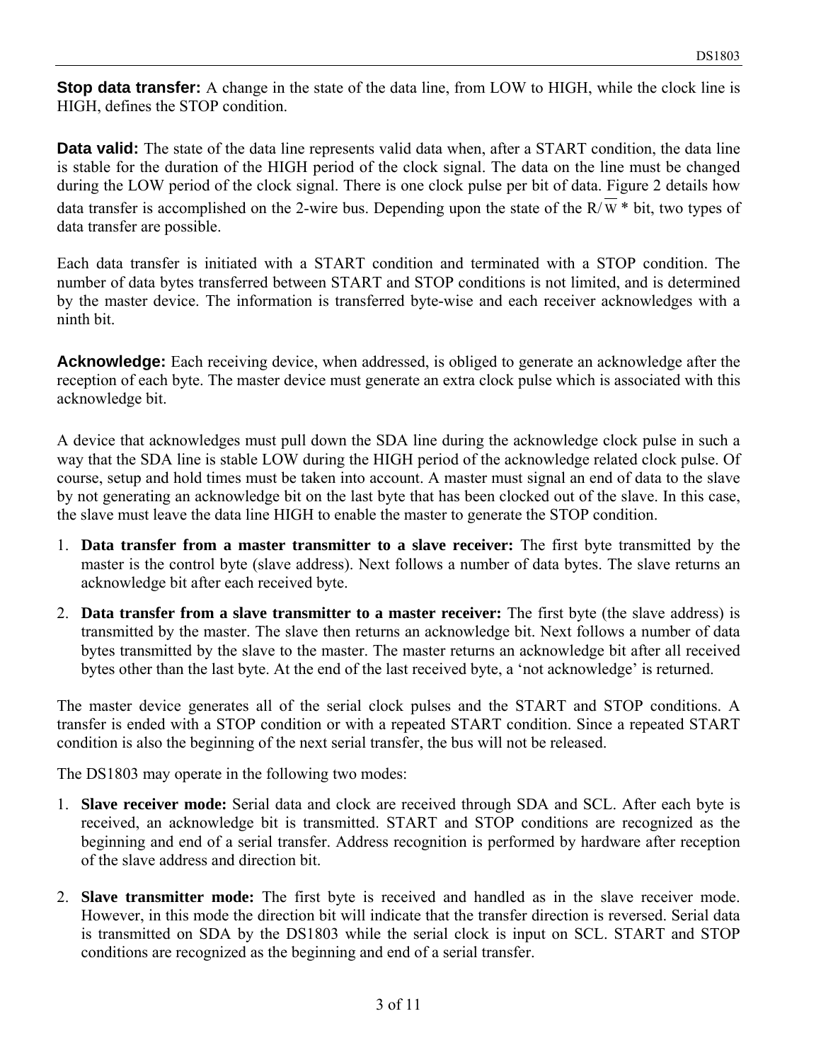**Stop data transfer:** A change in the state of the data line, from LOW to HIGH, while the clock line is HIGH, defines the STOP condition.

**Data valid:** The state of the data line represents valid data when, after a START condition, the data line is stable for the duration of the HIGH period of the clock signal. The data on the line must be changed during the LOW period of the clock signal. There is one clock pulse per bit of data. Figure 2 details how data transfer is accomplished on the 2-wire bus. Depending upon the state of the R/$\overline{W}$ * bit, two types of data transfer are possible.

Each data transfer is initiated with a START condition and terminated with a STOP condition. The number of data bytes transferred between START and STOP conditions is not limited, and is determined by the master device. The information is transferred byte-wise and each receiver acknowledges with a ninth bit.

**Acknowledge:** Each receiving device, when addressed, is obliged to generate an acknowledge after the reception of each byte. The master device must generate an extra clock pulse which is associated with this acknowledge bit.

A device that acknowledges must pull down the SDA line during the acknowledge clock pulse in such a way that the SDA line is stable LOW during the HIGH period of the acknowledge related clock pulse. Of course, setup and hold times must be taken into account. A master must signal an end of data to the slave by not generating an acknowledge bit on the last byte that has been clocked out of the slave. In this case, the slave must leave the data line HIGH to enable the master to generate the STOP condition.

1. **Data transfer from a master transmitter to a slave receiver:** The first byte transmitted by the master is the control byte (slave address). Next follows a number of data bytes. The slave returns an acknowledge bit after each received byte.
2. **Data transfer from a slave transmitter to a master receiver:** The first byte (the slave address) is transmitted by the master. The slave then returns an acknowledge bit. Next follows a number of data bytes transmitted by the slave to the master. The master returns an acknowledge bit after all received bytes other than the last byte. At the end of the last received byte, a 'not acknowledge' is returned.

The master device generates all of the serial clock pulses and the START and STOP conditions. A transfer is ended with a STOP condition or with a repeated START condition. Since a repeated START condition is also the beginning of the next serial transfer, the bus will not be released.

The DS1803 may operate in the following two modes:

1. **Slave receiver mode:** Serial data and clock are received through SDA and SCL. After each byte is received, an acknowledge bit is transmitted. START and STOP conditions are recognized as the beginning and end of a serial transfer. Address recognition is performed by hardware after reception of the slave address and direction bit.
2. **Slave transmitter mode:** The first byte is received and handled as in the slave receiver mode. However, in this mode the direction bit will indicate that the transfer direction is reversed. Serial data is transmitted on SDA by the DS1803 while the serial clock is input on SCL. START and STOP conditions are recognized as the beginning and end of a serial transfer.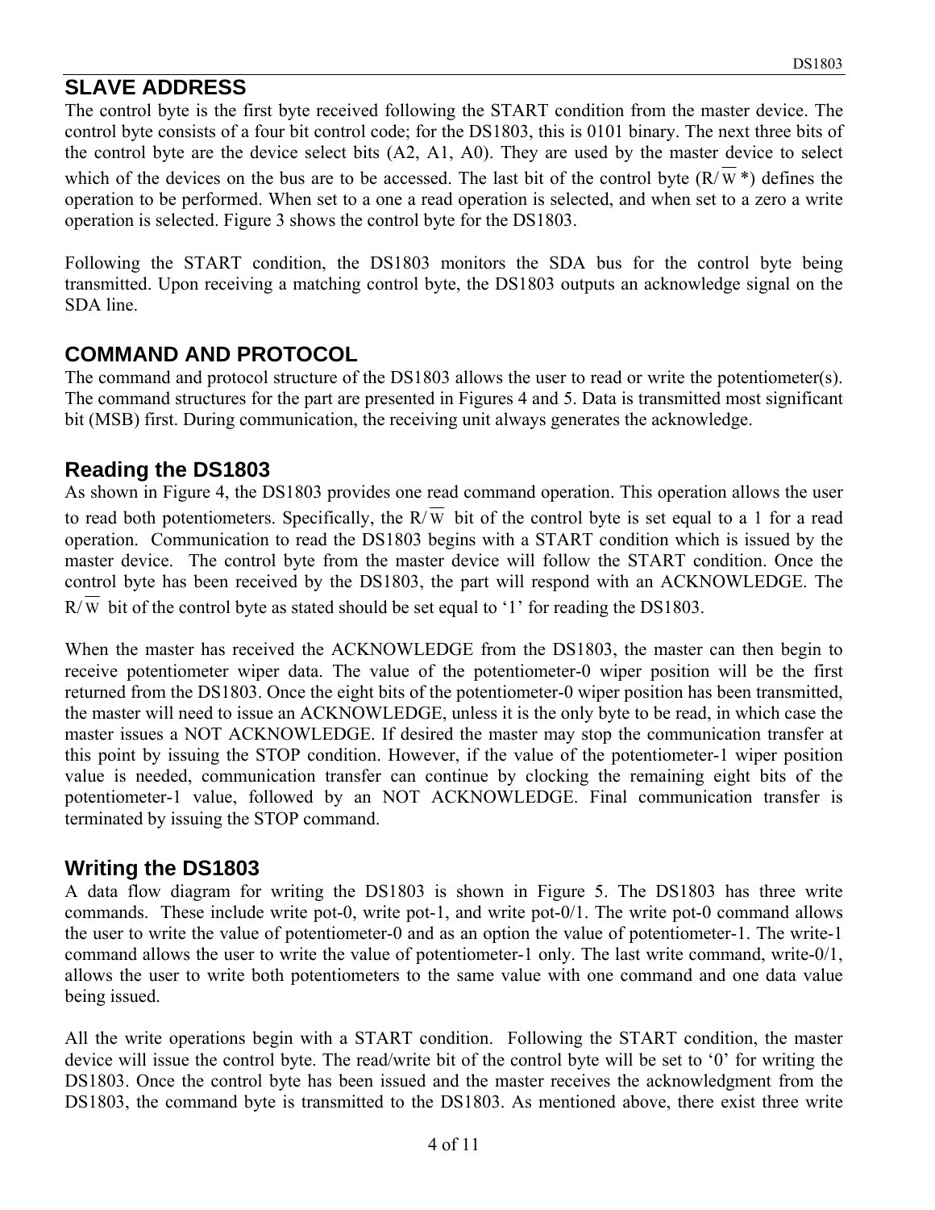## SLAVE ADDRESS

The control byte is the first byte received following the START condition from the master device. The control byte consists of a four bit control code; for the DS1803, this is 0101 binary. The next three bits of the control byte are the device select bits (A2, A1, A0). They are used by the master device to select which of the devices on the bus are to be accessed. The last bit of the control byte (R/$\overline{W}$*) defines the operation to be performed. When set to a one a read operation is selected, and when set to a zero a write operation is selected. Figure 3 shows the control byte for the DS1803.

Following the START condition, the DS1803 monitors the SDA bus for the control byte being transmitted. Upon receiving a matching control byte, the DS1803 outputs an acknowledge signal on the SDA line.

## COMMAND AND PROTOCOL

The command and protocol structure of the DS1803 allows the user to read or write the potentiometer(s). The command structures for the part are presented in Figures 4 and 5. Data is transmitted most significant bit (MSB) first. During communication, the receiving unit always generates the acknowledge.

### Reading the DS1803

As shown in Figure 4, the DS1803 provides one read command operation. This operation allows the user to read both potentiometers. Specifically, the R/$\overline{W}$ bit of the control byte is set equal to a 1 for a read operation. Communication to read the DS1803 begins with a START condition which is issued by the master device. The control byte from the master device will follow the START condition. Once the control byte has been received by the DS1803, the part will respond with an ACKNOWLEDGE. The R/$\overline{W}$ bit of the control byte as stated should be set equal to '1' for reading the DS1803.

When the master has received the ACKNOWLEDGE from the DS1803, the master can then begin to receive potentiometer wiper data. The value of the potentiometer-0 wiper position will be the first returned from the DS1803. Once the eight bits of the potentiometer-0 wiper position has been transmitted, the master will need to issue an ACKNOWLEDGE, unless it is the only byte to be read, in which case the master issues a NOT ACKNOWLEDGE. If desired the master may stop the communication transfer at this point by issuing the STOP condition. However, if the value of the potentiometer-1 wiper position value is needed, communication transfer can continue by clocking the remaining eight bits of the potentiometer-1 value, followed by an NOT ACKNOWLEDGE. Final communication transfer is terminated by issuing the STOP command.

### Writing the DS1803

A data flow diagram for writing the DS1803 is shown in Figure 5. The DS1803 has three write commands. These include write pot-0, write pot-1, and write pot-0/1. The write pot-0 command allows the user to write the value of potentiometer-0 and as an option the value of potentiometer-1. The write-1 command allows the user to write the value of potentiometer-1 only. The last write command, write-0/1, allows the user to write both potentiometers to the same value with one command and one data value being issued.

All the write operations begin with a START condition. Following the START condition, the master device will issue the control byte. The read/write bit of the control byte will be set to '0' for writing the DS1803. Once the control byte has been issued and the master receives the acknowledgment from the DS1803, the command byte is transmitted to the DS1803. As mentioned above, there exist three write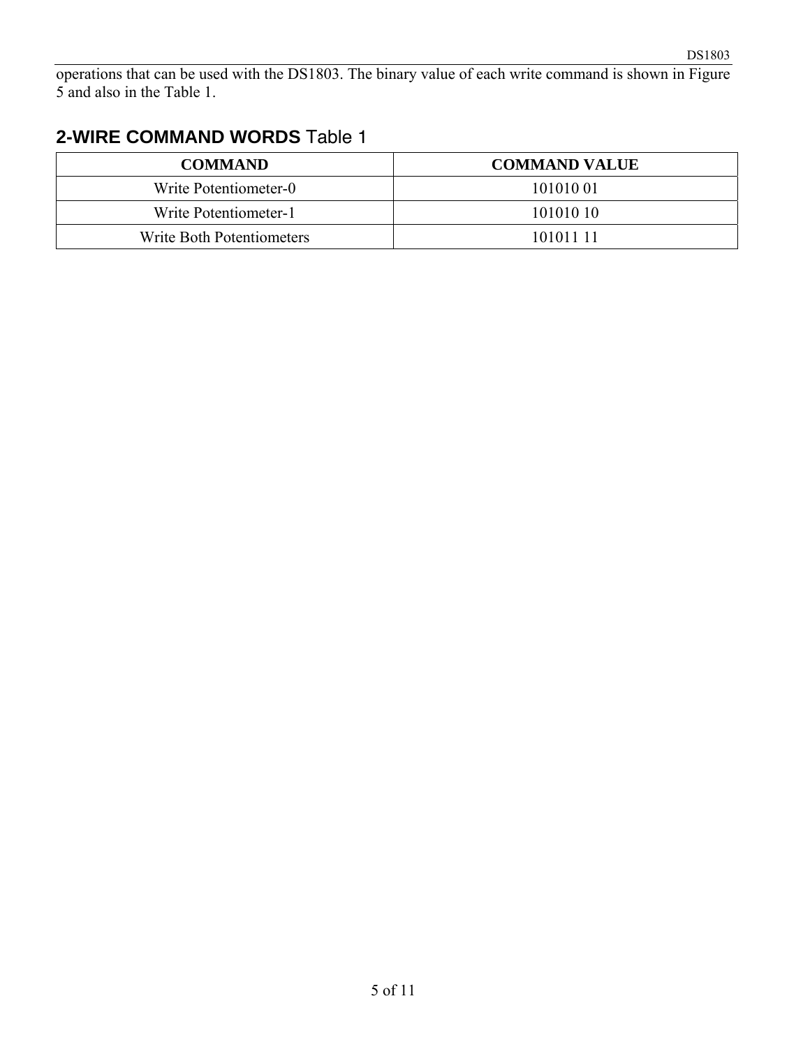operations that can be used with the DS1803. The binary value of each write command is shown in Figure 5 and also in the Table 1.

## 2-WIRE COMMAND WORDS Table 1

| COMMAND | COMMAND VALUE |
|---|---|
| Write Potentiometer-0 | 101010 01 |
| Write Potentiometer-1 | 101010 10 |
| Write Both Potentiometers | 101011 11 |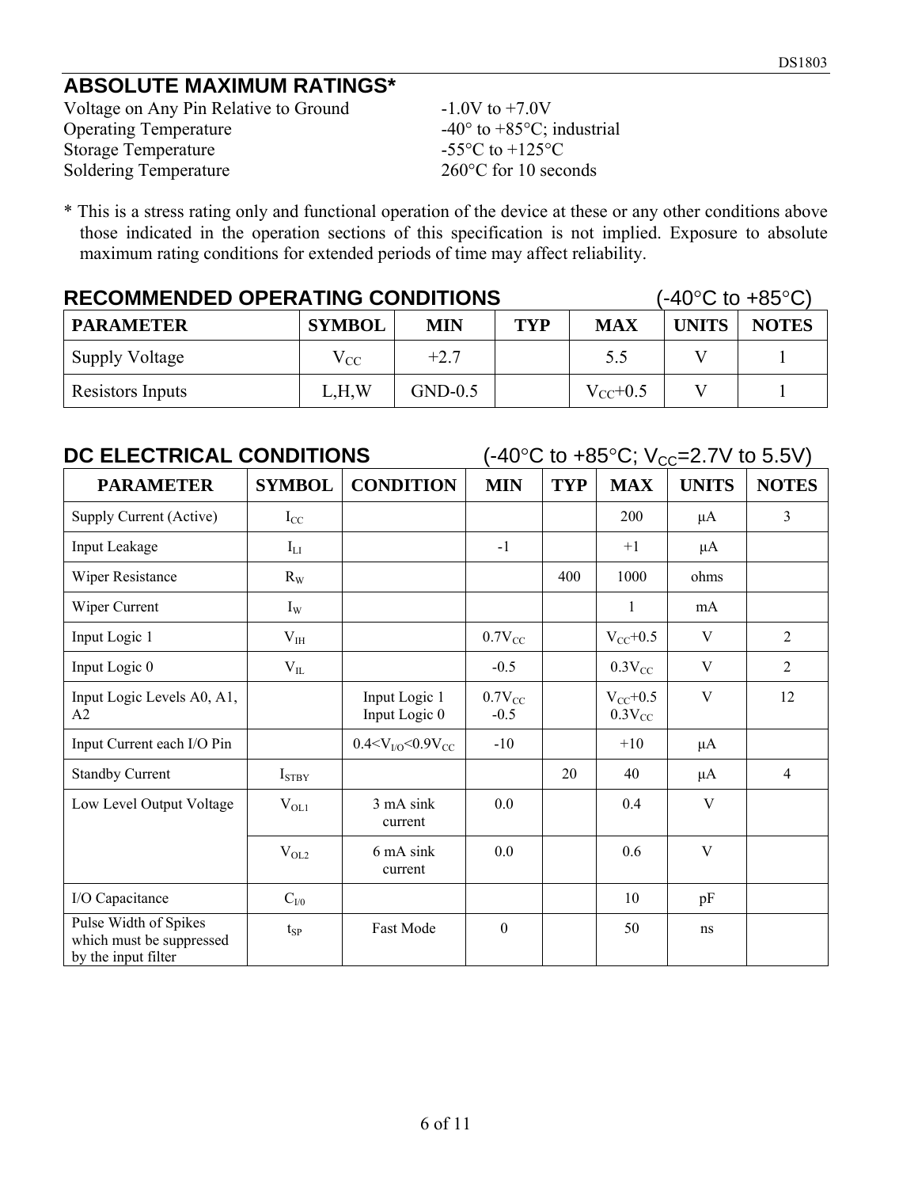## ABSOLUTE MAXIMUM RATINGS*

| | |
|---|---|
| Voltage on Any Pin Relative to Ground | -1.0V to +7.0V |
| Operating Temperature | -40° to +85°C; industrial |
| Storage Temperature | -55°C to +125°C |
| Soldering Temperature | 260°C for 10 seconds |

* This is a stress rating only and functional operation of the device at these or any other conditions above those indicated in the operation sections of this specification is not implied. Exposure to absolute maximum rating conditions for extended periods of time may affect reliability.

## RECOMMENDED OPERATING CONDITIONS (-40°C to +85°C)

| PARAMETER | SYMBOL | MIN | TYP | MAX | UNITS | NOTES |
|---|---|---|---|---|---|---|
| Supply Voltage | $V_{CC}$ | +2.7 | | 5.5 | V | 1 |
| Resistors Inputs | L,H,W | GND-0.5 | | $V_{CC}$+0.5 | V | 1 |

## DC ELECTRICAL CONDITIONS (-40°C to +85°C; $V_{CC}$=2.7V to 5.5V)

| PARAMETER | SYMBOL | CONDITION | MIN | TYP | MAX | UNITS | NOTES |
|---|---|---|---|---|---|---|---|
| Supply Current (Active) | $I_{CC}$ | | | | 200 | µA | 3 |
| Input Leakage | $I_{LI}$ | | -1 | | +1 | µA | |
| Wiper Resistance | $R_W$ | | | 400 | 1000 | ohms | |
| Wiper Current | $I_W$ | | | | 1 | mA | |
| Input Logic 1 | $V_{IH}$ | | $0.7V_{CC}$ | | $V_{CC}$+0.5 | V | 2 |
| Input Logic 0 | $V_{IL}$ | | -0.5 | | $0.3V_{CC}$ | V | 2 |
| Input Logic Levels A0, A1, A2 | | Input Logic 1<br>Input Logic 0 | $0.7V_{CC}$<br>-0.5 | | $V_{CC}$+0.5<br>$0.3V_{CC}$ | V | 12 |
| Input Current each I/O Pin | | $0.4<V_{I/O}<0.9V_{CC}$ | -10 | | +10 | µA | |
| Standby Current | $I_{STBY}$ | | | 20 | 40 | µA | 4 |
| Low Level Output Voltage | $V_{OL1}$ | 3 mA sink current | 0.0 | | 0.4 | V | |
| | $V_{OL2}$ | 6 mA sink current | 0.0 | | 0.6 | V | |
| I/O Capacitance | $C_{I/0}$ | | | | 10 | pF | |
| Pulse Width of Spikes which must be suppressed by the input filter | $t_{SP}$ | Fast Mode | 0 | | 50 | ns | |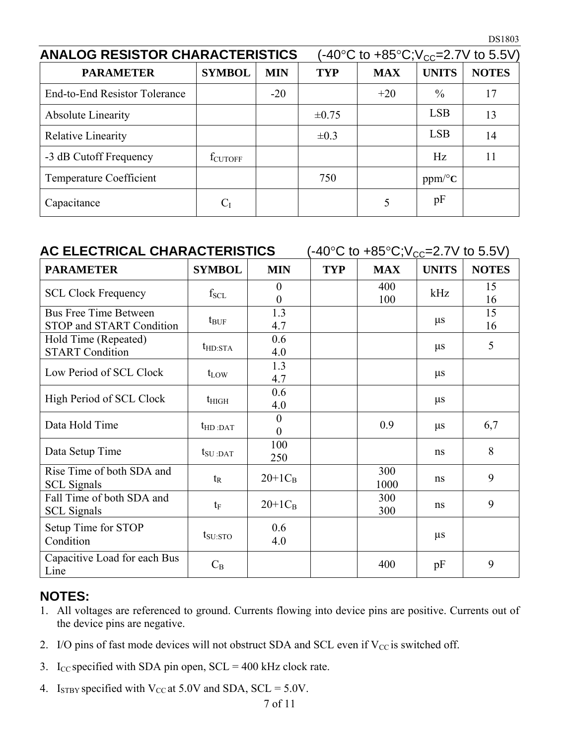## ANALOG RESISTOR CHARACTERISTICS (-40°C to +85°C; $V_{CC}$=2.7V to 5.5V)

| PARAMETER | SYMBOL | MIN | TYP | MAX | UNITS | NOTES |
|---|---|---|---|---|---|---|
| End-to-End Resistor Tolerance | | -20 | | +20 | % | 17 |
| Absolute Linearity | | | ±0.75 | | LSB | 13 |
| Relative Linearity | | | ±0.3 | | LSB | 14 |
| -3 dB Cutoff Frequency | $f_{CUTOFF}$ | | | | Hz | 11 |
| Temperature Coefficient | | | 750 | | ppm/°C | |
| Capacitance | $C_I$ | | | 5 | pF | |

## AC ELECTRICAL CHARACTERISTICS (-40°C to +85°C; $V_{CC}$=2.7V to 5.5V)

| PARAMETER | SYMBOL | MIN | TYP | MAX | UNITS | NOTES |
|---|---|---|---|---|---|---|
| SCL Clock Frequency | $f_{SCL}$ | 0<br>0 | | 400<br>100 | kHz | 15<br>16 |
| Bus Free Time Between STOP and START Condition | $t_{BUF}$ | 1.3<br>4.7 | | | μs | 15<br>16 |
| Hold Time (Repeated) START Condition | $t_{HD:STA}$ | 0.6<br>4.0 | | | μs | 5 |
| Low Period of SCL Clock | $t_{LOW}$ | 1.3<br>4.7 | | | μs | |
| High Period of SCL Clock | $t_{HIGH}$ | 0.6<br>4.0 | | | μs | |
| Data Hold Time | $t_{HD:DAT}$ | 0<br>0 | | 0.9 | μs | 6,7 |
| Data Setup Time | $t_{SU:DAT}$ | 100<br>250 | | | ns | 8 |
| Rise Time of both SDA and SCL Signals | $t_R$ | $20+1C_B$ | | 300<br>1000 | ns | 9 |
| Fall Time of both SDA and SCL Signals | $t_F$ | $20+1C_B$ | | 300<br>300 | ns | 9 |
| Setup Time for STOP Condition | $t_{SU:STO}$ | 0.6<br>4.0 | | | μs | |
| Capacitive Load for each Bus Line | $C_B$ | | | 400 | pF | 9 |

## NOTES:

1. All voltages are referenced to ground. Currents flowing into device pins are positive. Currents out of the device pins are negative.
2. I/O pins of fast mode devices will not obstruct SDA and SCL even if $V_{CC}$ is switched off.
3. $I_{CC}$ specified with SDA pin open, SCL = 400 kHz clock rate.
4. $I_{STBY}$ specified with $V_{CC}$ at 5.0V and SDA, SCL = 5.0V.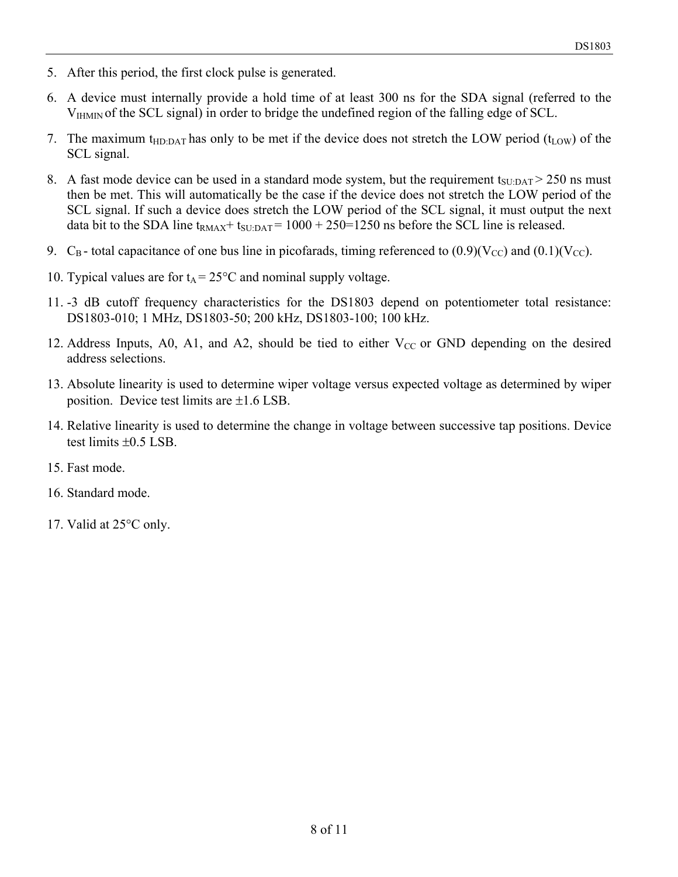5. After this period, the first clock pulse is generated.

6. A device must internally provide a hold time of at least 300 ns for the SDA signal (referred to the $V_{IHMIN}$ of the SCL signal) in order to bridge the undefined region of the falling edge of SCL.

7. The maximum $t_{HD:DAT}$ has only to be met if the device does not stretch the LOW period ($t_{LOW}$) of the SCL signal.

8. A fast mode device can be used in a standard mode system, but the requirement $t_{SU:DAT} > 250$ ns must then be met. This will automatically be the case if the device does not stretch the LOW period of the SCL signal. If such a device does stretch the LOW period of the SCL signal, it must output the next data bit to the SDA line $t_{RMAX} + t_{SU:DAT} = 1000 + 250 = 1250$ ns before the SCL line is released.

9. $C_B$ - total capacitance of one bus line in picofarads, timing referenced to $(0.9)(V_{CC})$ and $(0.1)(V_{CC})$.

10. Typical values are for $t_A = 25°C$ and nominal supply voltage.

11. -3 dB cutoff frequency characteristics for the DS1803 depend on potentiometer total resistance: DS1803-010; 1 MHz, DS1803-50; 200 kHz, DS1803-100; 100 kHz.

12. Address Inputs, A0, A1, and A2, should be tied to either $V_{CC}$ or GND depending on the desired address selections.

13. Absolute linearity is used to determine wiper voltage versus expected voltage as determined by wiper position. Device test limits are ±1.6 LSB.

14. Relative linearity is used to determine the change in voltage between successive tap positions. Device test limits ±0.5 LSB.

15. Fast mode.

16. Standard mode.

17. Valid at 25°C only.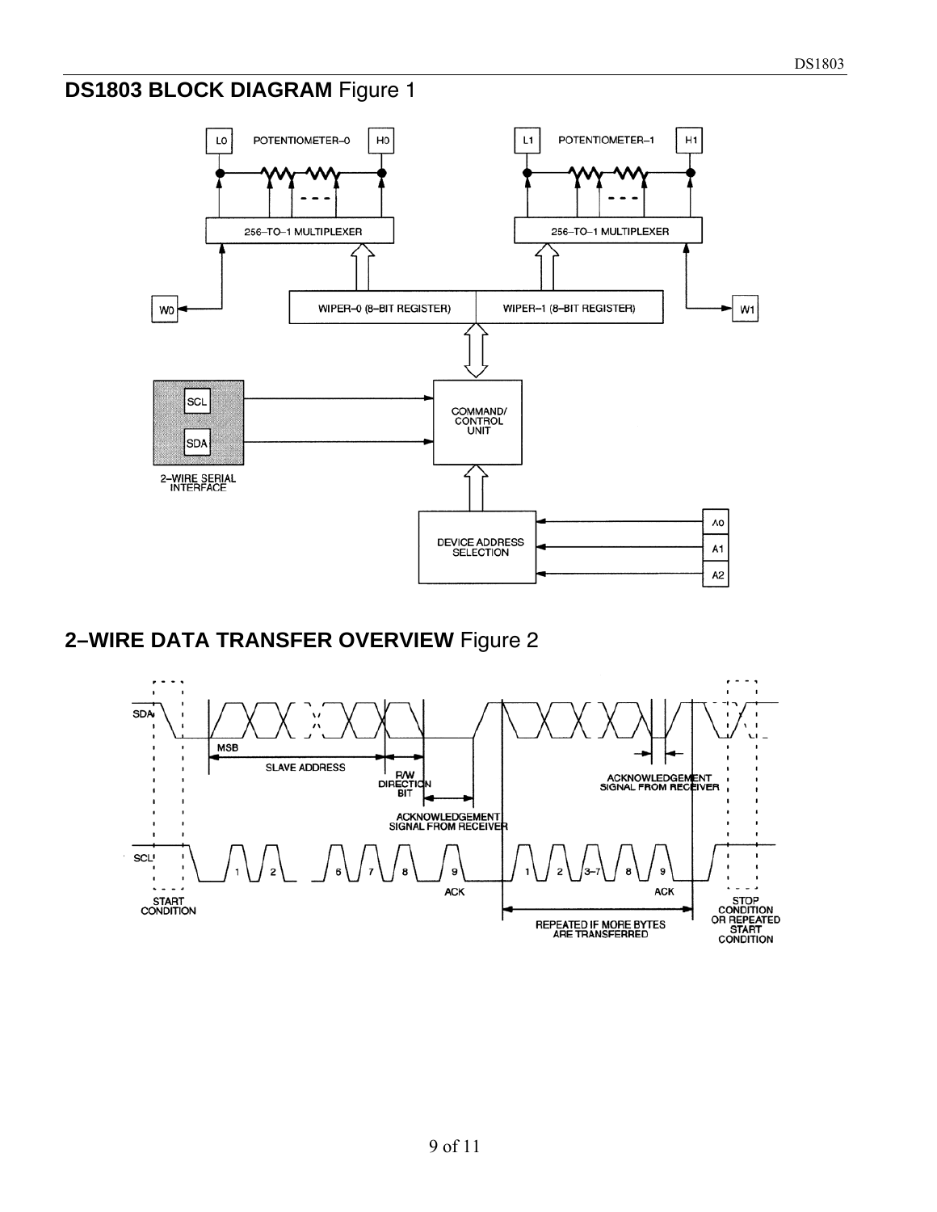## DS1803 BLOCK DIAGRAM Figure 1

## 2–WIRE DATA TRANSFER OVERVIEW Figure 2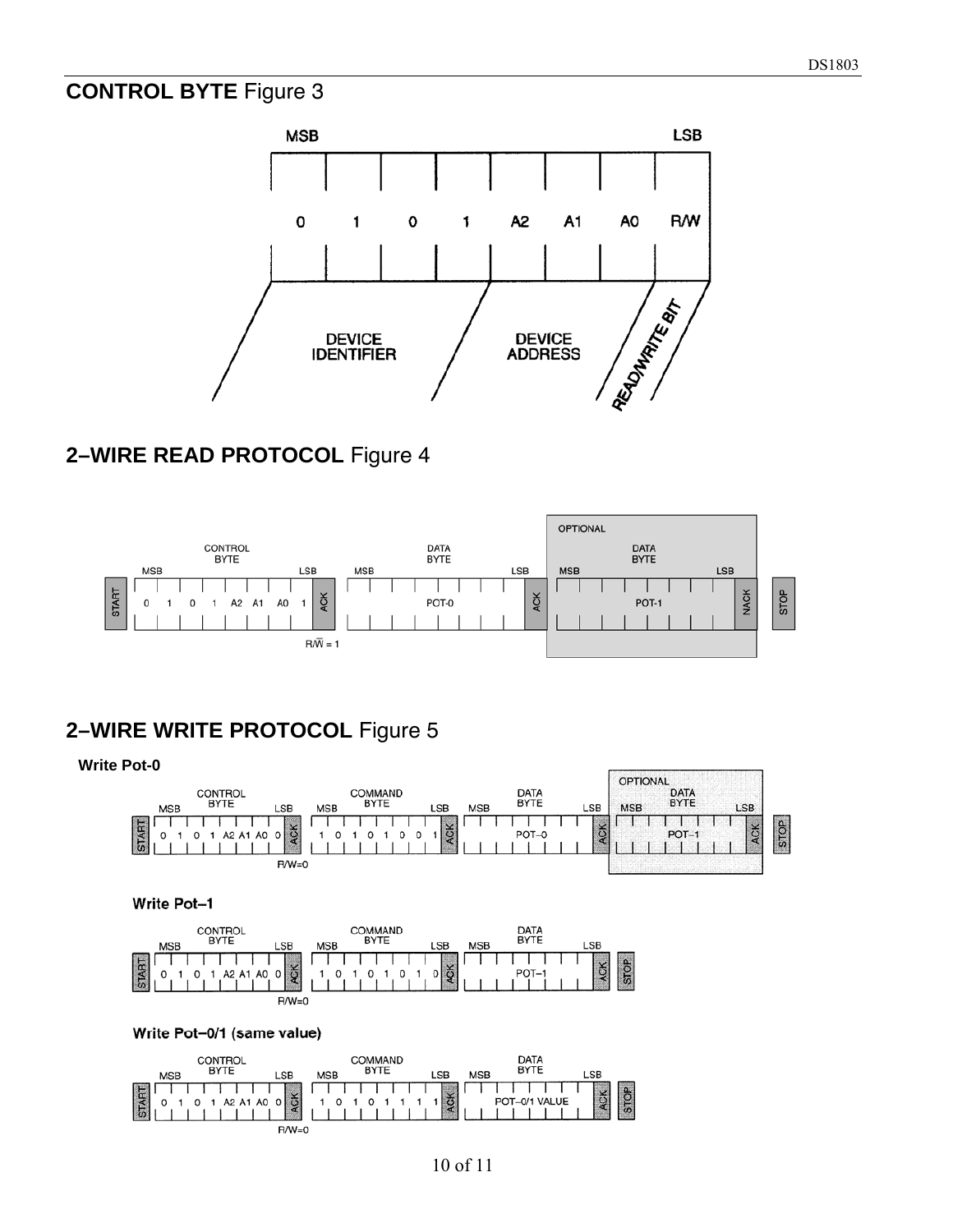## CONTROL BYTE Figure 3

| MSB | | | | | | | LSB |
|---|---|---|---|---|---|---|---|
| 0 | 1 | 0 | 1 | A2 | A1 | A0 | R/W |
| DEVICE IDENTIFIER | | | | DEVICE ADDRESS | | | READ/WRITE BIT |

## 2–WIRE READ PROTOCOL Figure 4

| START | CONTROL BYTE (MSB … LSB) | ACK | DATA BYTE (MSB … LSB) | ACK | OPTIONAL DATA BYTE (MSB … LSB) | NACK | STOP |
|---|---|---|---|---|---|---|---|
| START | 0 1 0 1 A2 A1 A0 1 | ACK | POT-0 | ACK | POT-1 | NACK | STOP |

R/$\overline{W}$ = 1

## 2–WIRE WRITE PROTOCOL Figure 5

**Write Pot-0**

| START | CONTROL BYTE (MSB … LSB) | ACK | COMMAND BYTE (MSB … LSB) | ACK | DATA BYTE (MSB … LSB) | ACK | OPTIONAL DATA BYTE (MSB … LSB) | ACK | STOP |
|---|---|---|---|---|---|---|---|---|---|
| START | 0 1 0 1 A2 A1 A0 0 | ACK | 1 0 1 0 1 0 0 1 | ACK | POT–0 | ACK | POT–1 | ACK | STOP |

R/W=0

**Write Pot–1**

| START | CONTROL BYTE (MSB … LSB) | ACK | COMMAND BYTE (MSB … LSB) | ACK | DATA BYTE (MSB … LSB) | ACK | STOP |
|---|---|---|---|---|---|---|---|
| START | 0 1 0 1 A2 A1 A0 0 | ACK | 1 0 1 0 1 0 1 0 | ACK | POT–1 | ACK | STOP |

R/W=0

**Write Pot–0/1 (same value)**

| START | CONTROL BYTE (MSB … LSB) | ACK | COMMAND BYTE (MSB … LSB) | ACK | DATA BYTE (MSB … LSB) | ACK | STOP |
|---|---|---|---|---|---|---|---|
| START | 0 1 0 1 A2 A1 A0 0 | ACK | 1 0 1 0 1 1 1 1 | ACK | POT–0/1 VALUE | ACK | STOP |

R/W=0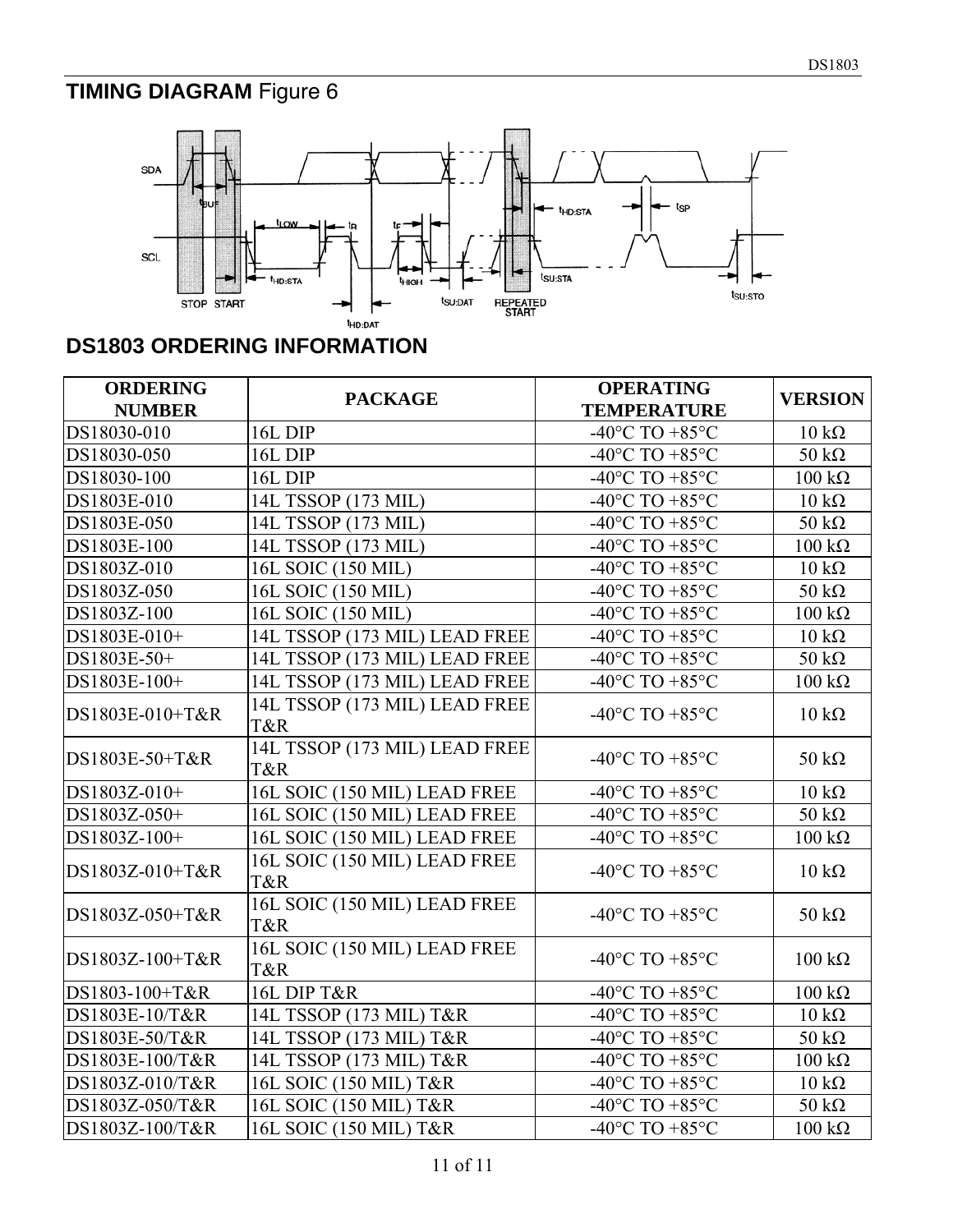## TIMING DIAGRAM Figure 6

SDA

SCL

$t_{BUF}$

$t_{LOW}$

$t_R$

$t_F$

$t_{HD:STA}$

$t_{SP}$

$t_{HD:STA}$

$t_{HIGH}$

$t_{SU:STA}$

$t_{SU:STO}$

STOP START

$t_{SU:DAT}$

REPEATED START

$t_{HD:DAT}$

## DS1803 ORDERING INFORMATION

| ORDERING NUMBER | PACKAGE | OPERATING TEMPERATURE | VERSION |
|---|---|---|---|
| DS18030-010 | 16L DIP | -40°C TO +85°C | 10 kΩ |
| DS18030-050 | 16L DIP | -40°C TO +85°C | 50 kΩ |
| DS18030-100 | 16L DIP | -40°C TO +85°C | 100 kΩ |
| DS1803E-010 | 14L TSSOP (173 MIL) | -40°C TO +85°C | 10 kΩ |
| DS1803E-050 | 14L TSSOP (173 MIL) | -40°C TO +85°C | 50 kΩ |
| DS1803E-100 | 14L TSSOP (173 MIL) | -40°C TO +85°C | 100 kΩ |
| DS1803Z-010 | 16L SOIC (150 MIL) | -40°C TO +85°C | 10 kΩ |
| DS1803Z-050 | 16L SOIC (150 MIL) | -40°C TO +85°C | 50 kΩ |
| DS1803Z-100 | 16L SOIC (150 MIL) | -40°C TO +85°C | 100 kΩ |
| DS1803E-010+ | 14L TSSOP (173 MIL) LEAD FREE | -40°C TO +85°C | 10 kΩ |
| DS1803E-50+ | 14L TSSOP (173 MIL) LEAD FREE | -40°C TO +85°C | 50 kΩ |
| DS1803E-100+ | 14L TSSOP (173 MIL) LEAD FREE | -40°C TO +85°C | 100 kΩ |
| DS1803E-010+T&R | 14L TSSOP (173 MIL) LEAD FREE T&R | -40°C TO +85°C | 10 kΩ |
| DS1803E-50+T&R | 14L TSSOP (173 MIL) LEAD FREE T&R | -40°C TO +85°C | 50 kΩ |
| DS1803Z-010+ | 16L SOIC (150 MIL) LEAD FREE | -40°C TO +85°C | 10 kΩ |
| DS1803Z-050+ | 16L SOIC (150 MIL) LEAD FREE | -40°C TO +85°C | 50 kΩ |
| DS1803Z-100+ | 16L SOIC (150 MIL) LEAD FREE | -40°C TO +85°C | 100 kΩ |
| DS1803Z-010+T&R | 16L SOIC (150 MIL) LEAD FREE T&R | -40°C TO +85°C | 10 kΩ |
| DS1803Z-050+T&R | 16L SOIC (150 MIL) LEAD FREE T&R | -40°C TO +85°C | 50 kΩ |
| DS1803Z-100+T&R | 16L SOIC (150 MIL) LEAD FREE T&R | -40°C TO +85°C | 100 kΩ |
| DS1803-100+T&R | 16L DIP T&R | -40°C TO +85°C | 100 kΩ |
| DS1803E-10/T&R | 14L TSSOP (173 MIL) T&R | -40°C TO +85°C | 10 kΩ |
| DS1803E-50/T&R | 14L TSSOP (173 MIL) T&R | -40°C TO +85°C | 50 kΩ |
| DS1803E-100/T&R | 14L TSSOP (173 MIL) T&R | -40°C TO +85°C | 100 kΩ |
| DS1803Z-010/T&R | 16L SOIC (150 MIL) T&R | -40°C TO +85°C | 10 kΩ |
| DS1803Z-050/T&R | 16L SOIC (150 MIL) T&R | -40°C TO +85°C | 50 kΩ |
| DS1803Z-100/T&R | 16L SOIC (150 MIL) T&R | -40°C TO +85°C | 100 kΩ |